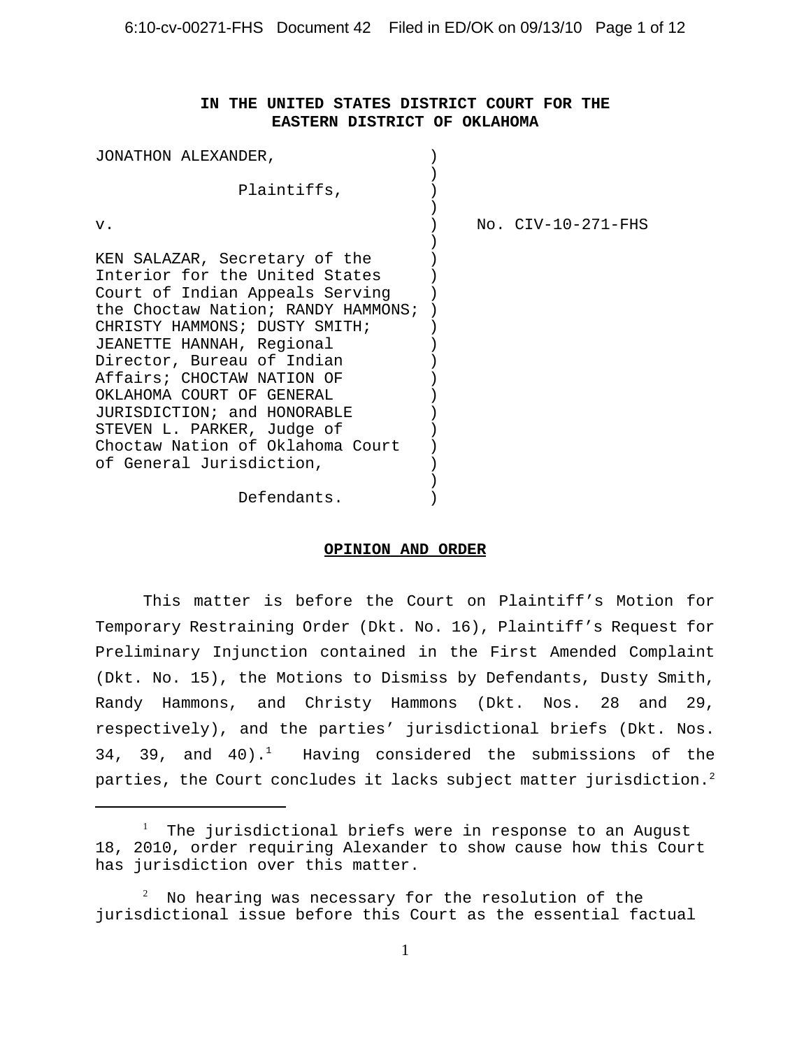**IN THE UNITED STATES DISTRICT COURT FOR THE EASTERN DISTRICT OF OKLAHOMA**

JONATHON ALEXANDER,

Plaintiffs,

v.

KEN SALAZAR, Secretary of the Interior for the United States Court of Indian Appeals Serving the Choctaw Nation; RANDY HAMMONS; CHRISTY HAMMONS; DUSTY SMITH; JEANETTE HANNAH, Regional Director, Bureau of Indian Affairs; CHOCTAW NATION OF OKLAHOMA COURT OF GENERAL JURISDICTION; and HONORABLE STEVEN L. PARKER, Judge of Choctaw Nation of Oklahoma Court of General Jurisdiction,

Defendants.

No. CIV-10-271-FHS

**OPINION AND ORDER**

This matter is before the Court on Plaintiff's Motion for Temporary Restraining Order (Dkt. No. 16), Plaintiff's Request for Preliminary Injunction contained in the First Amended Complaint (Dkt. No. 15), the Motions to Dismiss by Defendants, Dusty Smith, Randy Hammons, and Christy Hammons (Dkt. Nos. 28 and 29, respectively), and the parties' jurisdictional briefs (Dkt. Nos. 34, 39, and 40).[1] Having considered the submissions of the parties, the Court concludes it lacks subject matter jurisdiction.[2]

---

[1] The jurisdictional briefs were in response to an August 18, 2010, order requiring Alexander to show cause how this Court has jurisdiction over this matter.

[2] No hearing was necessary for the resolution of the jurisdictional issue before this Court as the essential factual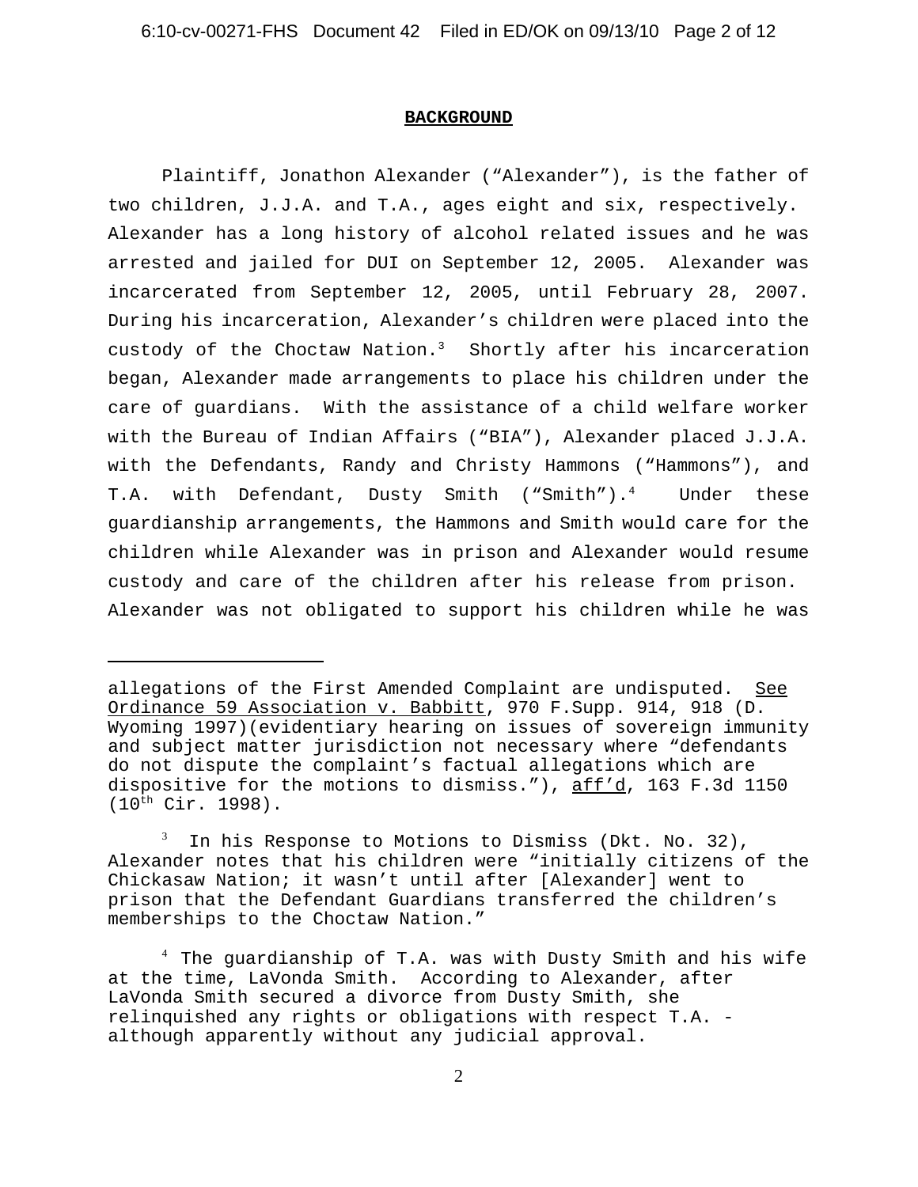## BACKGROUND

Plaintiff, Jonathon Alexander ("Alexander"), is the father of two children, J.J.A. and T.A., ages eight and six, respectively. Alexander has a long history of alcohol related issues and he was arrested and jailed for DUI on September 12, 2005. Alexander was incarcerated from September 12, 2005, until February 28, 2007. During his incarceration, Alexander's children were placed into the custody of the Choctaw Nation.[3] Shortly after his incarceration began, Alexander made arrangements to place his children under the care of guardians. With the assistance of a child welfare worker with the Bureau of Indian Affairs ("BIA"), Alexander placed J.J.A. with the Defendants, Randy and Christy Hammons ("Hammons"), and T.A. with Defendant, Dusty Smith ("Smith").[4] Under these guardianship arrangements, the Hammons and Smith would care for the children while Alexander was in prison and Alexander would resume custody and care of the children after his release from prison. Alexander was not obligated to support his children while he was

---

allegations of the First Amended Complaint are undisputed. See Ordinance 59 Association v. Babbitt, 970 F.Supp. 914, 918 (D. Wyoming 1997)(evidentiary hearing on issues of sovereign immunity and subject matter jurisdiction not necessary where "defendants do not dispute the complaint's factual allegations which are dispositive for the motions to dismiss."), aff'd, 163 F.3d 1150 (10th Cir. 1998).

[3] In his Response to Motions to Dismiss (Dkt. No. 32), Alexander notes that his children were "initially citizens of the Chickasaw Nation; it wasn't until after [Alexander] went to prison that the Defendant Guardians transferred the children's memberships to the Choctaw Nation."

[4] The guardianship of T.A. was with Dusty Smith and his wife at the time, LaVonda Smith. According to Alexander, after LaVonda Smith secured a divorce from Dusty Smith, she relinquished any rights or obligations with respect T.A. - although apparently without any judicial approval.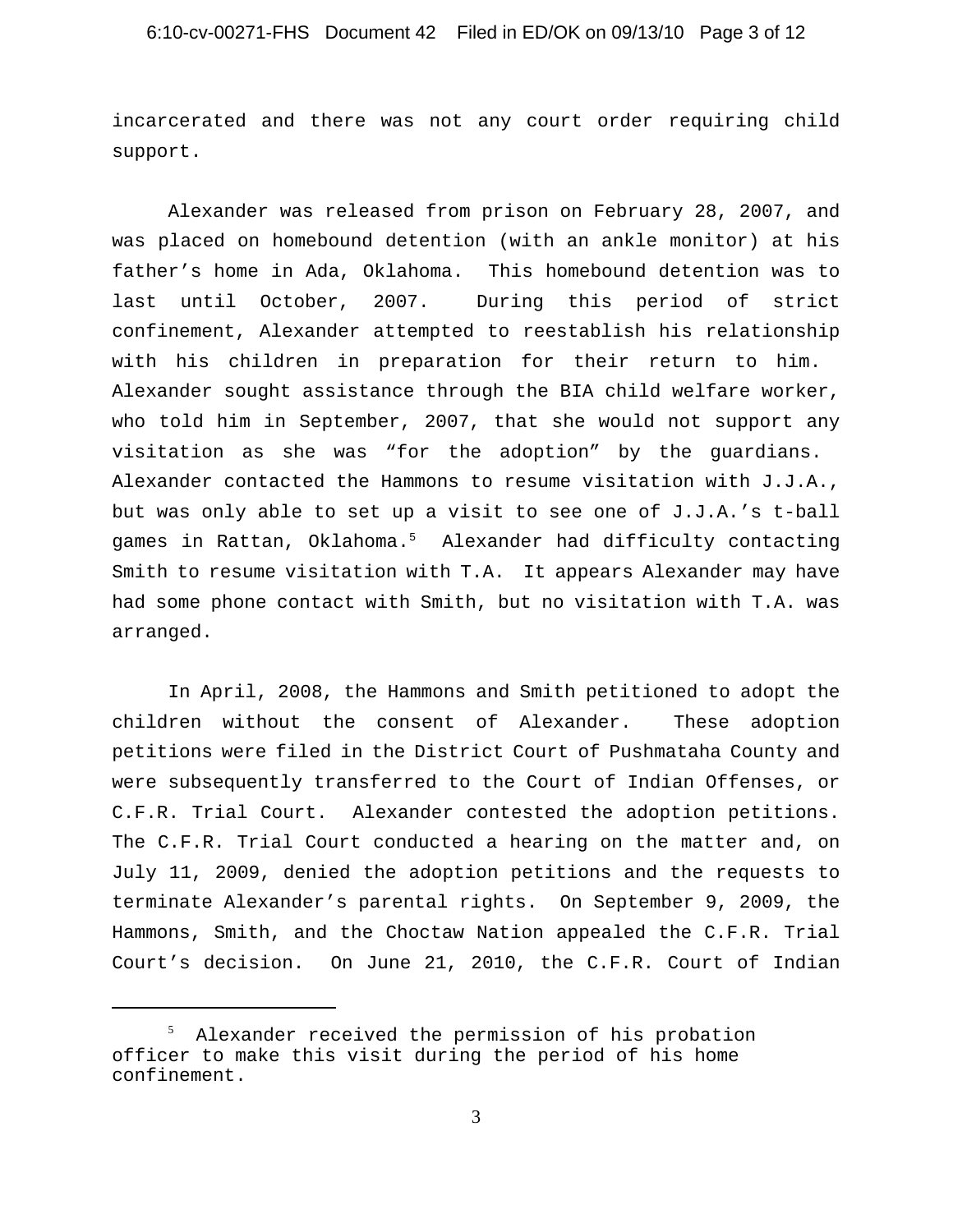incarcerated and there was not any court order requiring child support.

Alexander was released from prison on February 28, 2007, and was placed on homebound detention (with an ankle monitor) at his father's home in Ada, Oklahoma. This homebound detention was to last until October, 2007. During this period of strict confinement, Alexander attempted to reestablish his relationship with his children in preparation for their return to him. Alexander sought assistance through the BIA child welfare worker, who told him in September, 2007, that she would not support any visitation as she was "for the adoption" by the guardians. Alexander contacted the Hammons to resume visitation with J.J.A., but was only able to set up a visit to see one of J.J.A.'s t-ball games in Rattan, Oklahoma.[5] Alexander had difficulty contacting Smith to resume visitation with T.A. It appears Alexander may have had some phone contact with Smith, but no visitation with T.A. was arranged.

In April, 2008, the Hammons and Smith petitioned to adopt the children without the consent of Alexander. These adoption petitions were filed in the District Court of Pushmataha County and were subsequently transferred to the Court of Indian Offenses, or C.F.R. Trial Court. Alexander contested the adoption petitions. The C.F.R. Trial Court conducted a hearing on the matter and, on July 11, 2009, denied the adoption petitions and the requests to terminate Alexander's parental rights. On September 9, 2009, the Hammons, Smith, and the Choctaw Nation appealed the C.F.R. Trial Court's decision. On June 21, 2010, the C.F.R. Court of Indian

---

[5] Alexander received the permission of his probation officer to make this visit during the period of his home confinement.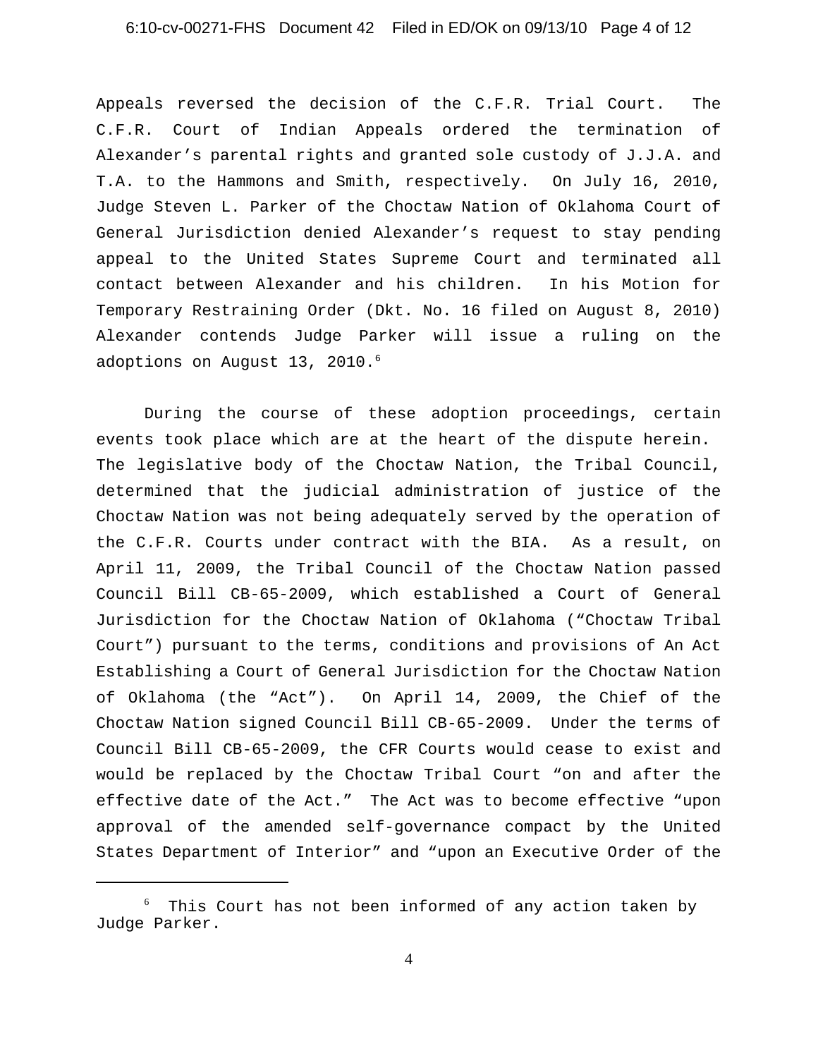Appeals reversed the decision of the C.F.R. Trial Court. The C.F.R. Court of Indian Appeals ordered the termination of Alexander's parental rights and granted sole custody of J.J.A. and T.A. to the Hammons and Smith, respectively. On July 16, 2010, Judge Steven L. Parker of the Choctaw Nation of Oklahoma Court of General Jurisdiction denied Alexander's request to stay pending appeal to the United States Supreme Court and terminated all contact between Alexander and his children. In his Motion for Temporary Restraining Order (Dkt. No. 16 filed on August 8, 2010) Alexander contends Judge Parker will issue a ruling on the adoptions on August 13, 2010.[6]

During the course of these adoption proceedings, certain events took place which are at the heart of the dispute herein. The legislative body of the Choctaw Nation, the Tribal Council, determined that the judicial administration of justice of the Choctaw Nation was not being adequately served by the operation of the C.F.R. Courts under contract with the BIA. As a result, on April 11, 2009, the Tribal Council of the Choctaw Nation passed Council Bill CB-65-2009, which established a Court of General Jurisdiction for the Choctaw Nation of Oklahoma ("Choctaw Tribal Court") pursuant to the terms, conditions and provisions of An Act Establishing a Court of General Jurisdiction for the Choctaw Nation of Oklahoma (the "Act"). On April 14, 2009, the Chief of the Choctaw Nation signed Council Bill CB-65-2009. Under the terms of Council Bill CB-65-2009, the CFR Courts would cease to exist and would be replaced by the Choctaw Tribal Court "on and after the effective date of the Act." The Act was to become effective "upon approval of the amended self-governance compact by the United States Department of Interior" and "upon an Executive Order of the

[6] This Court has not been informed of any action taken by Judge Parker.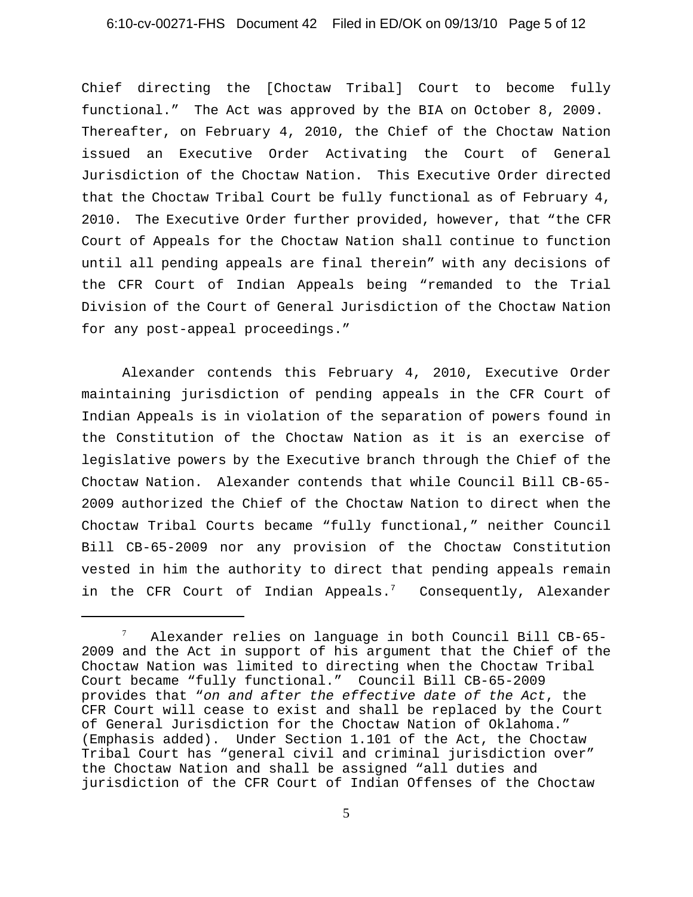Chief directing the [Choctaw Tribal] Court to become fully functional." The Act was approved by the BIA on October 8, 2009. Thereafter, on February 4, 2010, the Chief of the Choctaw Nation issued an Executive Order Activating the Court of General Jurisdiction of the Choctaw Nation. This Executive Order directed that the Choctaw Tribal Court be fully functional as of February 4, 2010. The Executive Order further provided, however, that "the CFR Court of Appeals for the Choctaw Nation shall continue to function until all pending appeals are final therein" with any decisions of the CFR Court of Indian Appeals being "remanded to the Trial Division of the Court of General Jurisdiction of the Choctaw Nation for any post-appeal proceedings."

Alexander contends this February 4, 2010, Executive Order maintaining jurisdiction of pending appeals in the CFR Court of Indian Appeals is in violation of the separation of powers found in the Constitution of the Choctaw Nation as it is an exercise of legislative powers by the Executive branch through the Chief of the Choctaw Nation. Alexander contends that while Council Bill CB-65-2009 authorized the Chief of the Choctaw Nation to direct when the Choctaw Tribal Courts became "fully functional," neither Council Bill CB-65-2009 nor any provision of the Choctaw Constitution vested in him the authority to direct that pending appeals remain in the CFR Court of Indian Appeals.[7] Consequently, Alexander

---

[7] Alexander relies on language in both Council Bill CB-65-2009 and the Act in support of his argument that the Chief of the Choctaw Nation was limited to directing when the Choctaw Tribal Court became "fully functional." Council Bill CB-65-2009 provides that "*on and after the effective date of the Act*, the CFR Court will cease to exist and shall be replaced by the Court of General Jurisdiction for the Choctaw Nation of Oklahoma." (Emphasis added). Under Section 1.101 of the Act, the Choctaw Tribal Court has "general civil and criminal jurisdiction over" the Choctaw Nation and shall be assigned "all duties and jurisdiction of the CFR Court of Indian Offenses of the Choctaw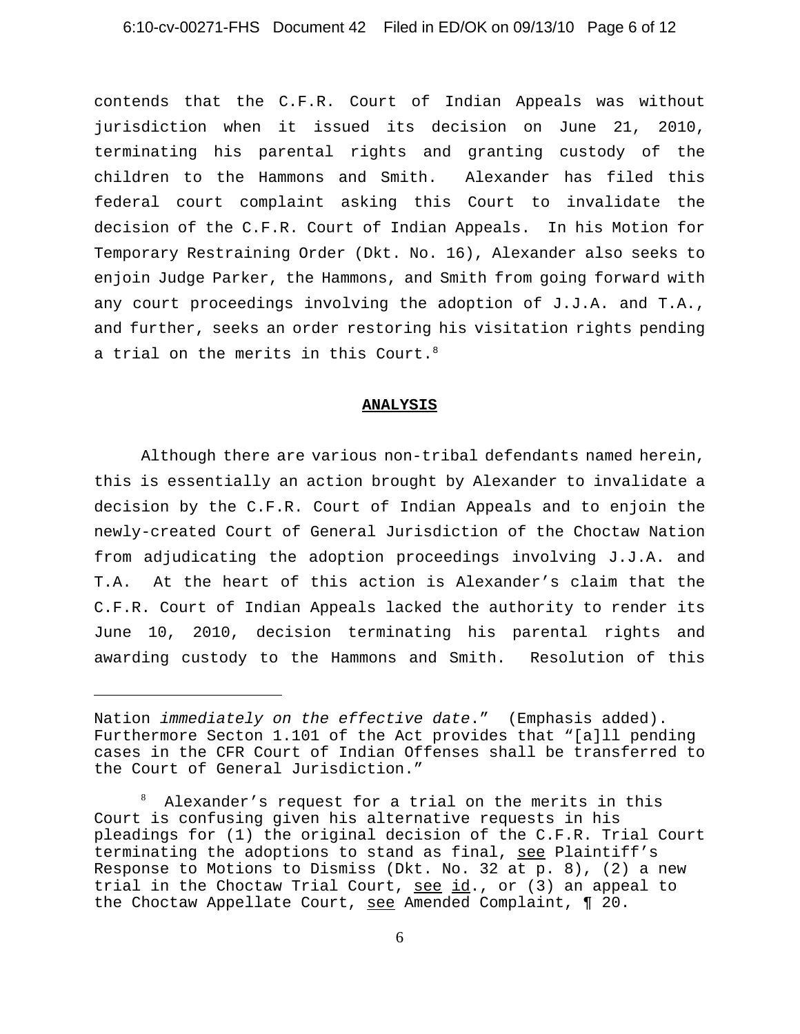contends that the C.F.R. Court of Indian Appeals was without jurisdiction when it issued its decision on June 21, 2010, terminating his parental rights and granting custody of the children to the Hammons and Smith. Alexander has filed this federal court complaint asking this Court to invalidate the decision of the C.F.R. Court of Indian Appeals. In his Motion for Temporary Restraining Order (Dkt. No. 16), Alexander also seeks to enjoin Judge Parker, the Hammons, and Smith from going forward with any court proceedings involving the adoption of J.J.A. and T.A., and further, seeks an order restoring his visitation rights pending a trial on the merits in this Court.[8]

**ANALYSIS**

Although there are various non-tribal defendants named herein, this is essentially an action brought by Alexander to invalidate a decision by the C.F.R. Court of Indian Appeals and to enjoin the newly-created Court of General Jurisdiction of the Choctaw Nation from adjudicating the adoption proceedings involving J.J.A. and T.A. At the heart of this action is Alexander's claim that the C.F.R. Court of Indian Appeals lacked the authority to render its June 10, 2010, decision terminating his parental rights and awarding custody to the Hammons and Smith. Resolution of this

---

Nation *immediately on the effective date*." (Emphasis added). Furthermore Secton 1.101 of the Act provides that "[a]ll pending cases in the CFR Court of Indian Offenses shall be transferred to the Court of General Jurisdiction."

[8] Alexander's request for a trial on the merits in this Court is confusing given his alternative requests in his pleadings for (1) the original decision of the C.F.R. Trial Court terminating the adoptions to stand as final, see Plaintiff's Response to Motions to Dismiss (Dkt. No. 32 at p. 8), (2) a new trial in the Choctaw Trial Court, see id., or (3) an appeal to the Choctaw Appellate Court, see Amended Complaint, ¶ 20.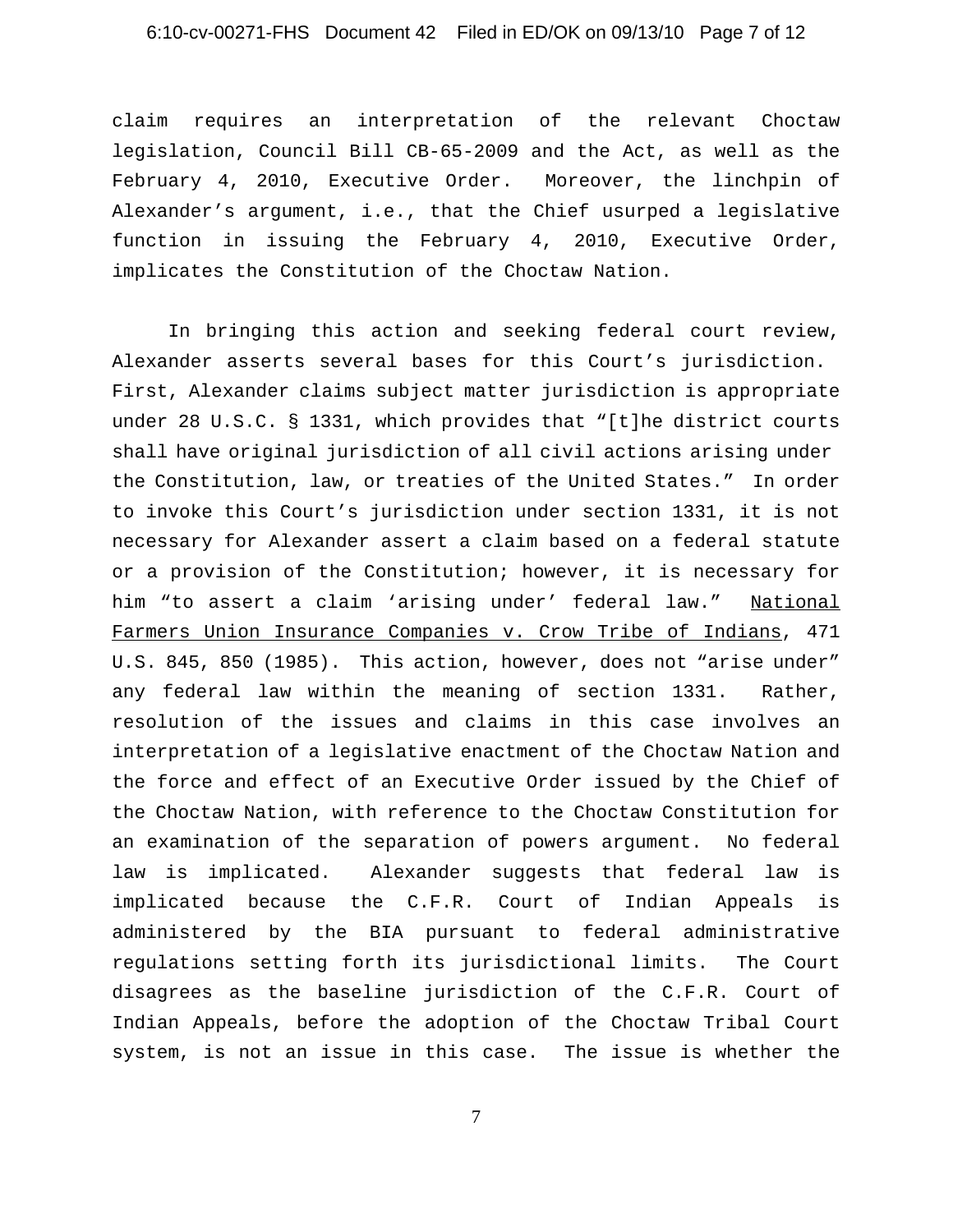claim requires an interpretation of the relevant Choctaw legislation, Council Bill CB-65-2009 and the Act, as well as the February 4, 2010, Executive Order. Moreover, the linchpin of Alexander's argument, i.e., that the Chief usurped a legislative function in issuing the February 4, 2010, Executive Order, implicates the Constitution of the Choctaw Nation.

In bringing this action and seeking federal court review, Alexander asserts several bases for this Court's jurisdiction. First, Alexander claims subject matter jurisdiction is appropriate under 28 U.S.C. § 1331, which provides that "[t]he district courts shall have original jurisdiction of all civil actions arising under the Constitution, law, or treaties of the United States." In order to invoke this Court's jurisdiction under section 1331, it is not necessary for Alexander assert a claim based on a federal statute or a provision of the Constitution; however, it is necessary for him "to assert a claim 'arising under' federal law." <u>National Farmers Union Insurance Companies v. Crow Tribe of Indians</u>, 471 U.S. 845, 850 (1985). This action, however, does not "arise under" any federal law within the meaning of section 1331. Rather, resolution of the issues and claims in this case involves an interpretation of a legislative enactment of the Choctaw Nation and the force and effect of an Executive Order issued by the Chief of the Choctaw Nation, with reference to the Choctaw Constitution for an examination of the separation of powers argument. No federal law is implicated. Alexander suggests that federal law is implicated because the C.F.R. Court of Indian Appeals is administered by the BIA pursuant to federal administrative regulations setting forth its jurisdictional limits. The Court disagrees as the baseline jurisdiction of the C.F.R. Court of Indian Appeals, before the adoption of the Choctaw Tribal Court system, is not an issue in this case. The issue is whether the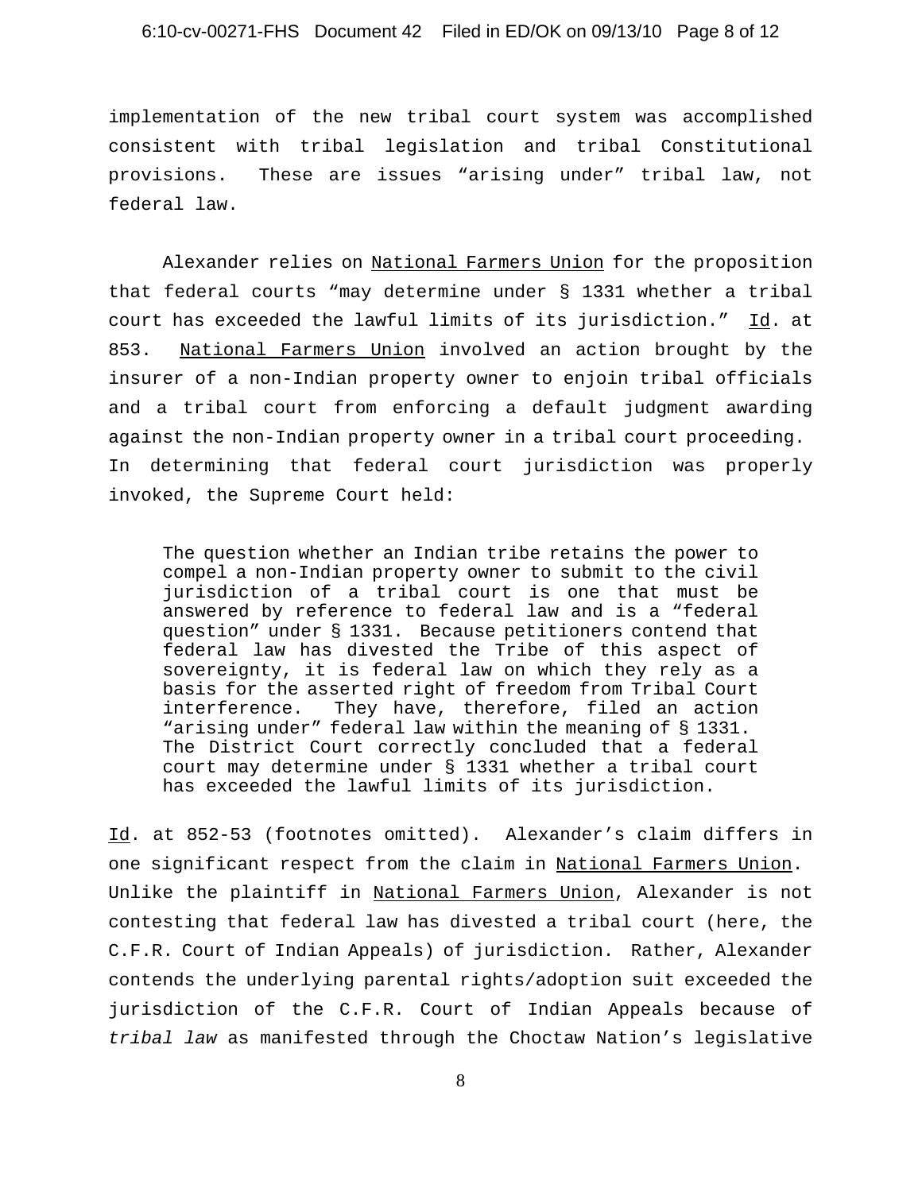implementation of the new tribal court system was accomplished consistent with tribal legislation and tribal Constitutional provisions. These are issues "arising under" tribal law, not federal law.

Alexander relies on National Farmers Union for the proposition that federal courts "may determine under § 1331 whether a tribal court has exceeded the lawful limits of its jurisdiction." Id. at 853. National Farmers Union involved an action brought by the insurer of a non-Indian property owner to enjoin tribal officials and a tribal court from enforcing a default judgment awarding against the non-Indian property owner in a tribal court proceeding. In determining that federal court jurisdiction was properly invoked, the Supreme Court held:

> The question whether an Indian tribe retains the power to compel a non-Indian property owner to submit to the civil jurisdiction of a tribal court is one that must be answered by reference to federal law and is a "federal question" under § 1331. Because petitioners contend that federal law has divested the Tribe of this aspect of sovereignty, it is federal law on which they rely as a basis for the asserted right of freedom from Tribal Court interference. They have, therefore, filed an action "arising under" federal law within the meaning of § 1331. The District Court correctly concluded that a federal court may determine under § 1331 whether a tribal court has exceeded the lawful limits of its jurisdiction.

Id. at 852-53 (footnotes omitted). Alexander's claim differs in one significant respect from the claim in National Farmers Union. Unlike the plaintiff in National Farmers Union, Alexander is not contesting that federal law has divested a tribal court (here, the C.F.R. Court of Indian Appeals) of jurisdiction. Rather, Alexander contends the underlying parental rights/adoption suit exceeded the jurisdiction of the C.F.R. Court of Indian Appeals because of *tribal law* as manifested through the Choctaw Nation's legislative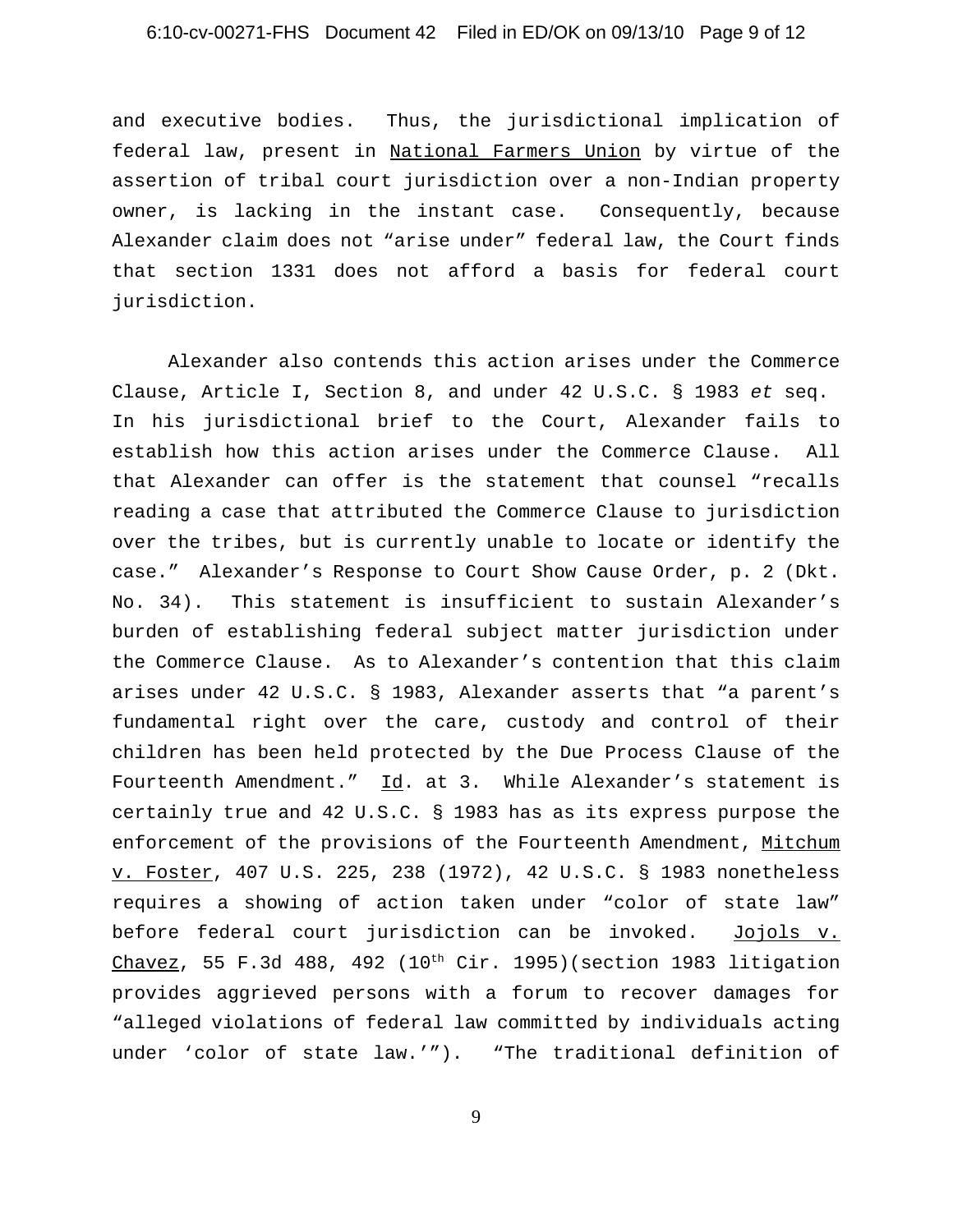and executive bodies. Thus, the jurisdictional implication of federal law, present in National Farmers Union by virtue of the assertion of tribal court jurisdiction over a non-Indian property owner, is lacking in the instant case. Consequently, because Alexander claim does not "arise under" federal law, the Court finds that section 1331 does not afford a basis for federal court jurisdiction.

Alexander also contends this action arises under the Commerce Clause, Article I, Section 8, and under 42 U.S.C. § 1983 *et* seq. In his jurisdictional brief to the Court, Alexander fails to establish how this action arises under the Commerce Clause. All that Alexander can offer is the statement that counsel "recalls reading a case that attributed the Commerce Clause to jurisdiction over the tribes, but is currently unable to locate or identify the case." Alexander's Response to Court Show Cause Order, p. 2 (Dkt. No. 34). This statement is insufficient to sustain Alexander's burden of establishing federal subject matter jurisdiction under the Commerce Clause. As to Alexander's contention that this claim arises under 42 U.S.C. § 1983, Alexander asserts that "a parent's fundamental right over the care, custody and control of their children has been held protected by the Due Process Clause of the Fourteenth Amendment." Id. at 3. While Alexander's statement is certainly true and 42 U.S.C. § 1983 has as its express purpose the enforcement of the provisions of the Fourteenth Amendment, Mitchum v. Foster, 407 U.S. 225, 238 (1972), 42 U.S.C. § 1983 nonetheless requires a showing of action taken under "color of state law" before federal court jurisdiction can be invoked. Jojols v. Chavez, 55 F.3d 488, 492 (10th Cir. 1995)(section 1983 litigation provides aggrieved persons with a forum to recover damages for "alleged violations of federal law committed by individuals acting under 'color of state law.'"). "The traditional definition of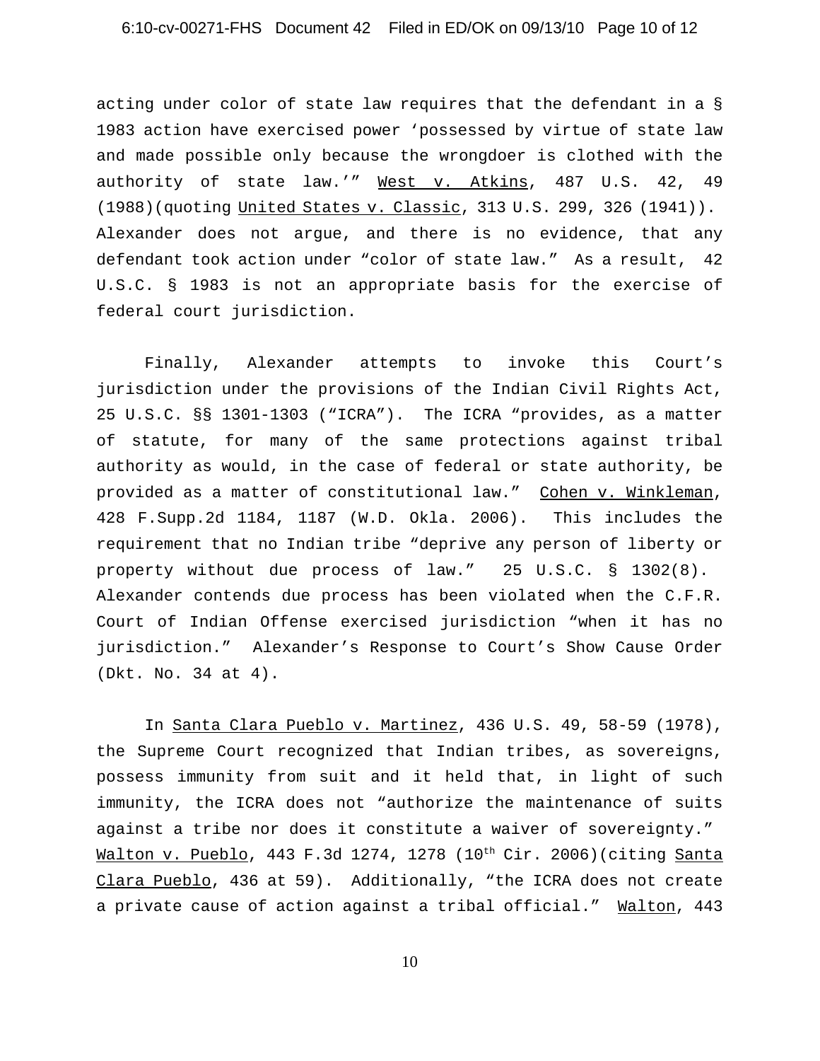acting under color of state law requires that the defendant in a § 1983 action have exercised power 'possessed by virtue of state law and made possible only because the wrongdoer is clothed with the authority of state law.'" West v. Atkins, 487 U.S. 42, 49 (1988)(quoting United States v. Classic, 313 U.S. 299, 326 (1941)). Alexander does not argue, and there is no evidence, that any defendant took action under "color of state law." As a result, 42 U.S.C. § 1983 is not an appropriate basis for the exercise of federal court jurisdiction.

Finally, Alexander attempts to invoke this Court's jurisdiction under the provisions of the Indian Civil Rights Act, 25 U.S.C. §§ 1301-1303 ("ICRA"). The ICRA "provides, as a matter of statute, for many of the same protections against tribal authority as would, in the case of federal or state authority, be provided as a matter of constitutional law." Cohen v. Winkleman, 428 F.Supp.2d 1184, 1187 (W.D. Okla. 2006). This includes the requirement that no Indian tribe "deprive any person of liberty or property without due process of law." 25 U.S.C. § 1302(8). Alexander contends due process has been violated when the C.F.R. Court of Indian Offense exercised jurisdiction "when it has no jurisdiction." Alexander's Response to Court's Show Cause Order (Dkt. No. 34 at 4).

In Santa Clara Pueblo v. Martinez, 436 U.S. 49, 58-59 (1978), the Supreme Court recognized that Indian tribes, as sovereigns, possess immunity from suit and it held that, in light of such immunity, the ICRA does not "authorize the maintenance of suits against a tribe nor does it constitute a waiver of sovereignty." Walton v. Pueblo, 443 F.3d 1274, 1278 (10th Cir. 2006)(citing Santa Clara Pueblo, 436 at 59). Additionally, "the ICRA does not create a private cause of action against a tribal official." Walton, 443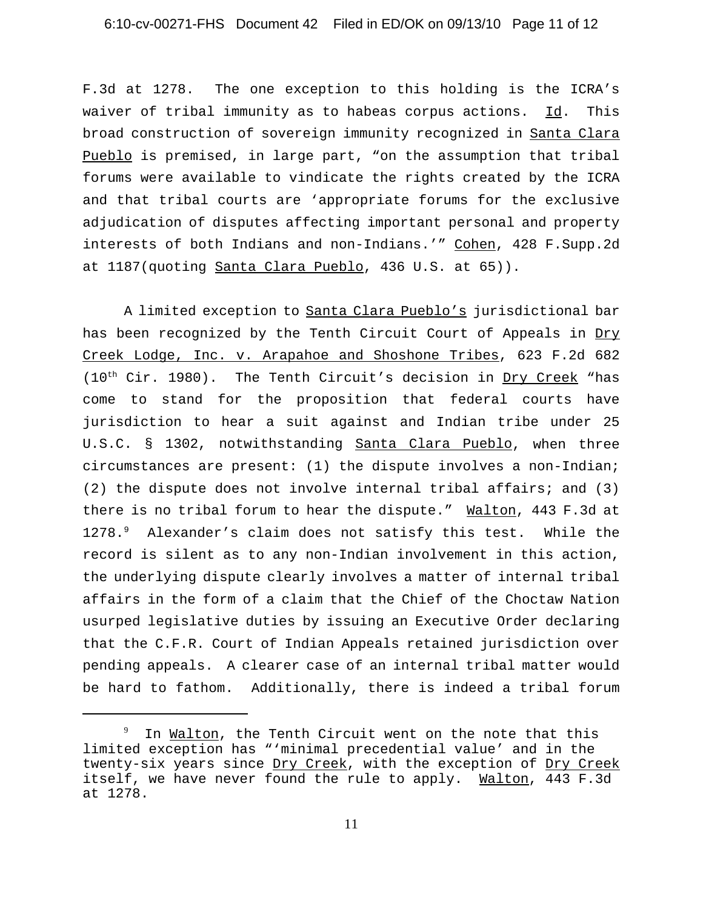F.3d at 1278. The one exception to this holding is the ICRA's waiver of tribal immunity as to habeas corpus actions. Id. This broad construction of sovereign immunity recognized in Santa Clara Pueblo is premised, in large part, "on the assumption that tribal forums were available to vindicate the rights created by the ICRA and that tribal courts are 'appropriate forums for the exclusive adjudication of disputes affecting important personal and property interests of both Indians and non-Indians.'" Cohen, 428 F.Supp.2d at 1187(quoting Santa Clara Pueblo, 436 U.S. at 65)).

A limited exception to Santa Clara Pueblo's jurisdictional bar has been recognized by the Tenth Circuit Court of Appeals in Dry Creek Lodge, Inc. v. Arapahoe and Shoshone Tribes, 623 F.2d 682 (10th Cir. 1980). The Tenth Circuit's decision in Dry Creek "has come to stand for the proposition that federal courts have jurisdiction to hear a suit against and Indian tribe under 25 U.S.C. § 1302, notwithstanding Santa Clara Pueblo, when three circumstances are present: (1) the dispute involves a non-Indian; (2) the dispute does not involve internal tribal affairs; and (3) there is no tribal forum to hear the dispute." Walton, 443 F.3d at 1278.[9] Alexander's claim does not satisfy this test. While the record is silent as to any non-Indian involvement in this action, the underlying dispute clearly involves a matter of internal tribal affairs in the form of a claim that the Chief of the Choctaw Nation usurped legislative duties by issuing an Executive Order declaring that the C.F.R. Court of Indian Appeals retained jurisdiction over pending appeals. A clearer case of an internal tribal matter would be hard to fathom. Additionally, there is indeed a tribal forum

---

[9] In Walton, the Tenth Circuit went on the note that this limited exception has "'minimal precedential value' and in the twenty-six years since Dry Creek, with the exception of Dry Creek itself, we have never found the rule to apply. Walton, 443 F.3d at 1278.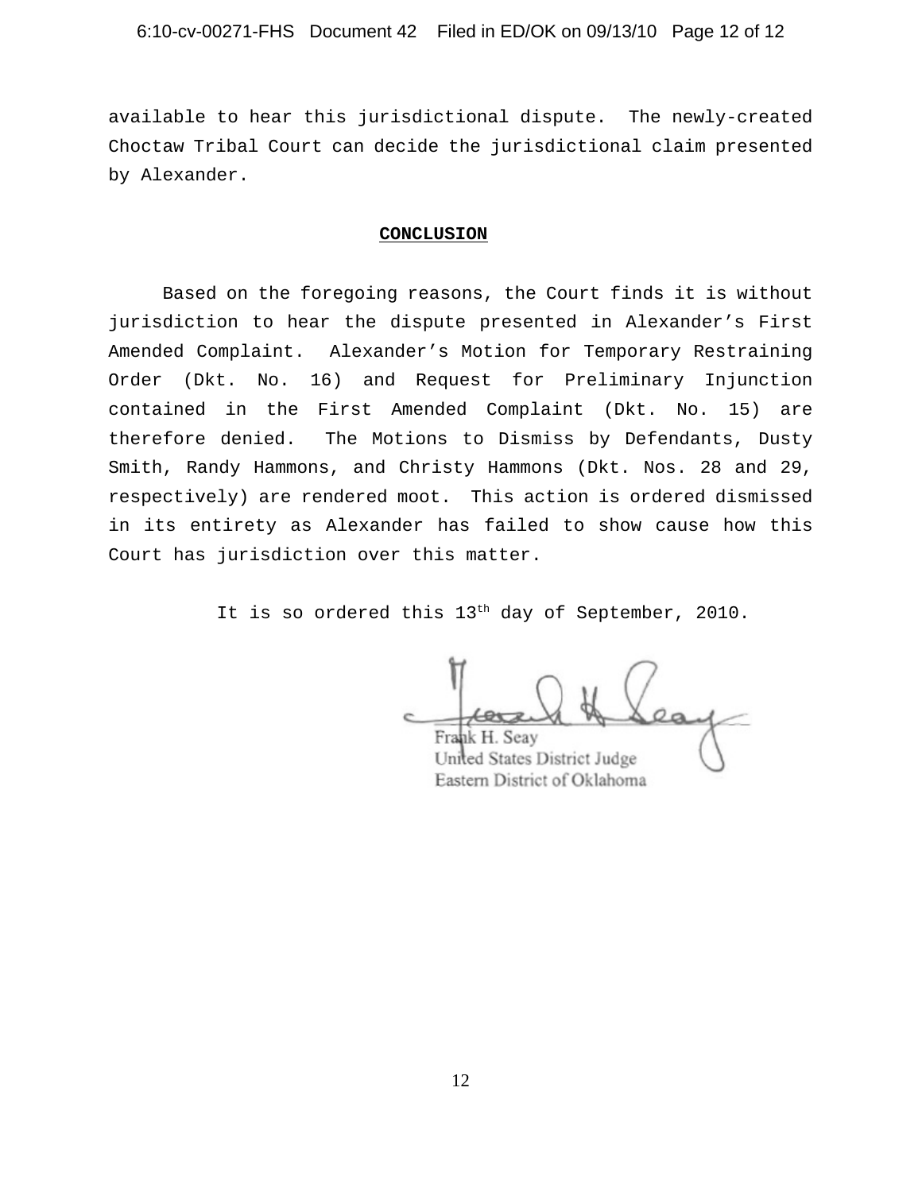available to hear this jurisdictional dispute. The newly-created Choctaw Tribal Court can decide the jurisdictional claim presented by Alexander.

## **CONCLUSION**

Based on the foregoing reasons, the Court finds it is without jurisdiction to hear the dispute presented in Alexander's First Amended Complaint. Alexander's Motion for Temporary Restraining Order (Dkt. No. 16) and Request for Preliminary Injunction contained in the First Amended Complaint (Dkt. No. 15) are therefore denied. The Motions to Dismiss by Defendants, Dusty Smith, Randy Hammons, and Christy Hammons (Dkt. Nos. 28 and 29, respectively) are rendered moot. This action is ordered dismissed in its entirety as Alexander has failed to show cause how this Court has jurisdiction over this matter.

It is so ordered this 13th day of September, 2010.

Frank H. Seay
United States District Judge
Eastern District of Oklahoma